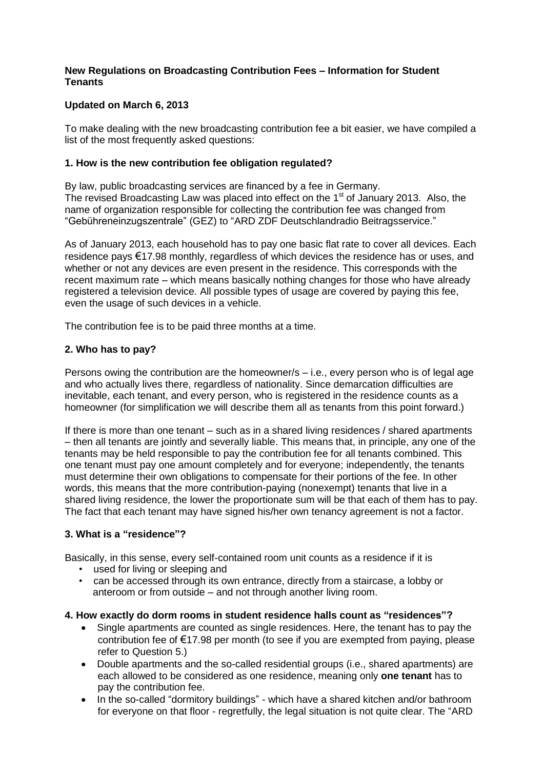**New Regulations on Broadcasting Contribution Fees – Information for Student Tenants**

**Updated on March 6, 2013**

To make dealing with the new broadcasting contribution fee a bit easier, we have compiled a list of the most frequently asked questions:

### 1. How is the new contribution fee obligation regulated?

By law, public broadcasting services are financed by a fee in Germany.
The revised Broadcasting Law was placed into effect on the 1st of January 2013. Also, the name of organization responsible for collecting the contribution fee was changed from "Gebühreneinzugszentrale" (GEZ) to "ARD ZDF Deutschlandradio Beitragsservice."

As of January 2013, each household has to pay one basic flat rate to cover all devices. Each residence pays €17.98 monthly, regardless of which devices the residence has or uses, and whether or not any devices are even present in the residence. This corresponds with the recent maximum rate – which means basically nothing changes for those who have already registered a television device. All possible types of usage are covered by paying this fee, even the usage of such devices in a vehicle.

The contribution fee is to be paid three months at a time.

### 2. Who has to pay?

Persons owing the contribution are the homeowner/s – i.e., every person who is of legal age and who actually lives there, regardless of nationality. Since demarcation difficulties are inevitable, each tenant, and every person, who is registered in the residence counts as a homeowner (for simplification we will describe them all as tenants from this point forward.)

If there is more than one tenant – such as in a shared living residences / shared apartments – then all tenants are jointly and severally liable. This means that, in principle, any one of the tenants may be held responsible to pay the contribution fee for all tenants combined. This one tenant must pay one amount completely and for everyone; independently, the tenants must determine their own obligations to compensate for their portions of the fee. In other words, this means that the more contribution-paying (nonexempt) tenants that live in a shared living residence, the lower the proportionate sum will be that each of them has to pay. The fact that each tenant may have signed his/her own tenancy agreement is not a factor.

### 3. What is a "residence"?

Basically, in this sense, every self-contained room unit counts as a residence if it is

- used for living or sleeping and
- can be accessed through its own entrance, directly from a staircase, a lobby or anteroom or from outside – and not through another living room.

### 4. How exactly do dorm rooms in student residence halls count as "residences"?

- Single apartments are counted as single residences. Here, the tenant has to pay the contribution fee of €17.98 per month (to see if you are exempted from paying, please refer to Question 5.)
- Double apartments and the so-called residential groups (i.e., shared apartments) are each allowed to be considered as one residence, meaning only **one tenant** has to pay the contribution fee.
- In the so-called "dormitory buildings" - which have a shared kitchen and/or bathroom for everyone on that floor - regretfully, the legal situation is not quite clear. The "ARD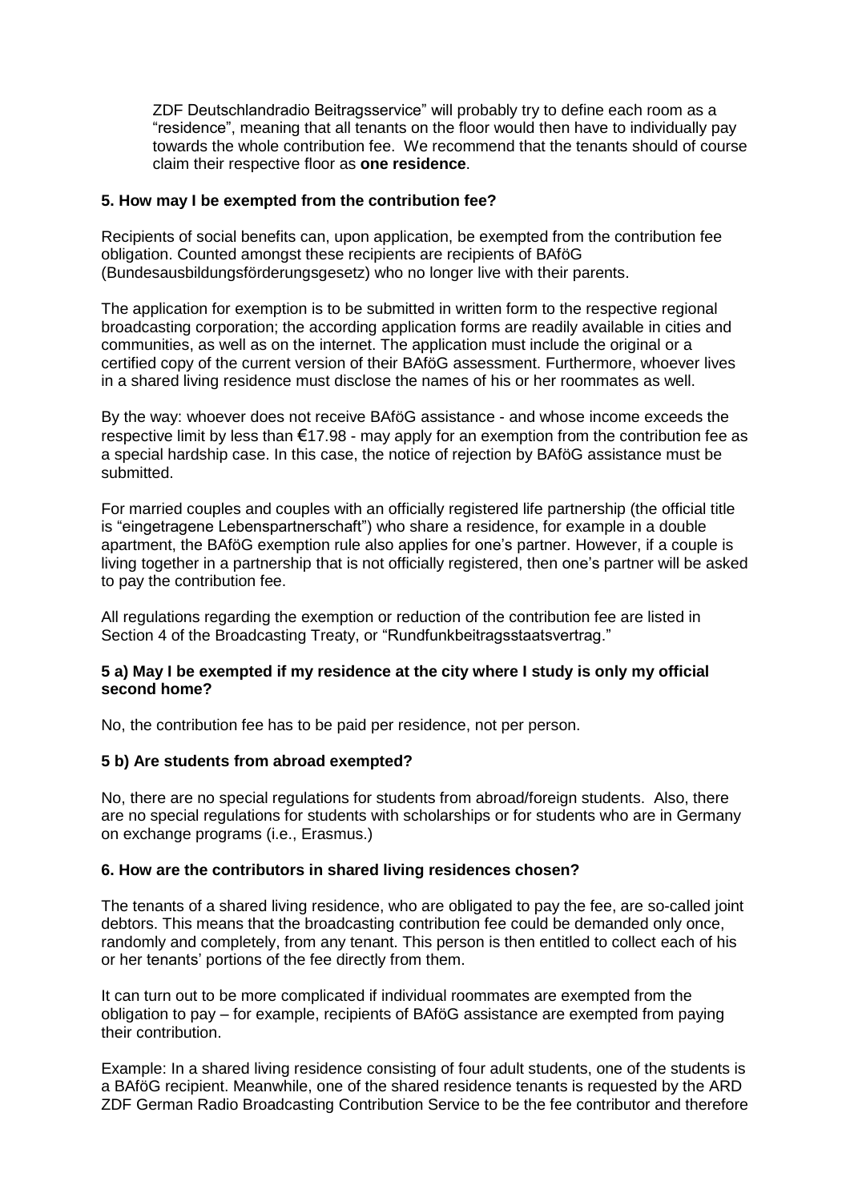ZDF Deutschlandradio Beitragsservice" will probably try to define each room as a "residence", meaning that all tenants on the floor would then have to individually pay towards the whole contribution fee. We recommend that the tenants should of course claim their respective floor as **one residence**.

### 5. How may I be exempted from the contribution fee?

Recipients of social benefits can, upon application, be exempted from the contribution fee obligation. Counted amongst these recipients are recipients of BAföG (Bundesausbildungsförderungsgesetz) who no longer live with their parents.

The application for exemption is to be submitted in written form to the respective regional broadcasting corporation; the according application forms are readily available in cities and communities, as well as on the internet. The application must include the original or a certified copy of the current version of their BAföG assessment. Furthermore, whoever lives in a shared living residence must disclose the names of his or her roommates as well.

By the way: whoever does not receive BAföG assistance - and whose income exceeds the respective limit by less than €17.98 - may apply for an exemption from the contribution fee as a special hardship case. In this case, the notice of rejection by BAföG assistance must be submitted.

For married couples and couples with an officially registered life partnership (the official title is "eingetragene Lebenspartnerschaft") who share a residence, for example in a double apartment, the BAföG exemption rule also applies for one's partner. However, if a couple is living together in a partnership that is not officially registered, then one's partner will be asked to pay the contribution fee.

All regulations regarding the exemption or reduction of the contribution fee are listed in Section 4 of the Broadcasting Treaty, or "Rundfunkbeitragsstaatsvertrag."

### 5 a) May I be exempted if my residence at the city where I study is only my official second home?

No, the contribution fee has to be paid per residence, not per person.

### 5 b) Are students from abroad exempted?

No, there are no special regulations for students from abroad/foreign students. Also, there are no special regulations for students with scholarships or for students who are in Germany on exchange programs (i.e., Erasmus.)

### 6. How are the contributors in shared living residences chosen?

The tenants of a shared living residence, who are obligated to pay the fee, are so-called joint debtors. This means that the broadcasting contribution fee could be demanded only once, randomly and completely, from any tenant. This person is then entitled to collect each of his or her tenants' portions of the fee directly from them.

It can turn out to be more complicated if individual roommates are exempted from the obligation to pay – for example, recipients of BAföG assistance are exempted from paying their contribution.

Example: In a shared living residence consisting of four adult students, one of the students is a BAföG recipient. Meanwhile, one of the shared residence tenants is requested by the ARD ZDF German Radio Broadcasting Contribution Service to be the fee contributor and therefore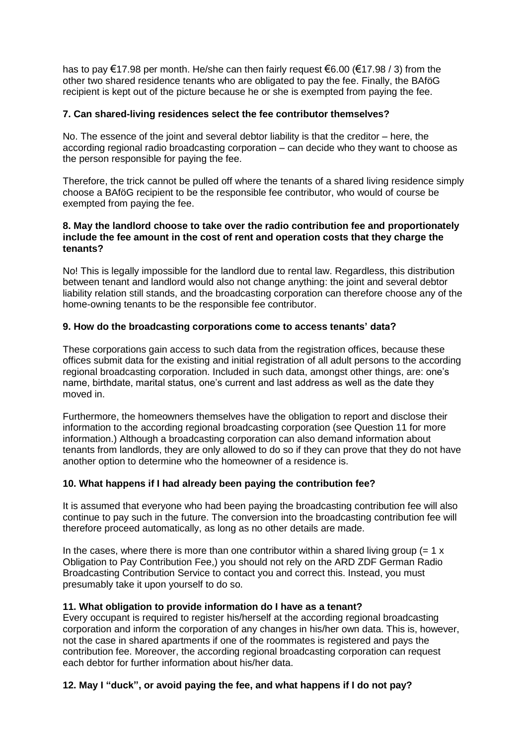has to pay €17.98 per month. He/she can then fairly request €6.00 (€17.98 / 3) from the other two shared residence tenants who are obligated to pay the fee. Finally, the BAföG recipient is kept out of the picture because he or she is exempted from paying the fee.

### 7. Can shared-living residences select the fee contributor themselves?

No. The essence of the joint and several debtor liability is that the creditor – here, the according regional radio broadcasting corporation – can decide who they want to choose as the person responsible for paying the fee.

Therefore, the trick cannot be pulled off where the tenants of a shared living residence simply choose a BAföG recipient to be the responsible fee contributor, who would of course be exempted from paying the fee.

### 8. May the landlord choose to take over the radio contribution fee and proportionately include the fee amount in the cost of rent and operation costs that they charge the tenants?

No! This is legally impossible for the landlord due to rental law. Regardless, this distribution between tenant and landlord would also not change anything: the joint and several debtor liability relation still stands, and the broadcasting corporation can therefore choose any of the home-owning tenants to be the responsible fee contributor.

### 9. How do the broadcasting corporations come to access tenants' data?

These corporations gain access to such data from the registration offices, because these offices submit data for the existing and initial registration of all adult persons to the according regional broadcasting corporation. Included in such data, amongst other things, are: one's name, birthdate, marital status, one's current and last address as well as the date they moved in.

Furthermore, the homeowners themselves have the obligation to report and disclose their information to the according regional broadcasting corporation (see Question 11 for more information.) Although a broadcasting corporation can also demand information about tenants from landlords, they are only allowed to do so if they can prove that they do not have another option to determine who the homeowner of a residence is.

### 10. What happens if I had already been paying the contribution fee?

It is assumed that everyone who had been paying the broadcasting contribution fee will also continue to pay such in the future. The conversion into the broadcasting contribution fee will therefore proceed automatically, as long as no other details are made.

In the cases, where there is more than one contributor within a shared living group (= 1 x Obligation to Pay Contribution Fee,) you should not rely on the ARD ZDF German Radio Broadcasting Contribution Service to contact you and correct this. Instead, you must presumably take it upon yourself to do so.

### 11. What obligation to provide information do I have as a tenant?

Every occupant is required to register his/herself at the according regional broadcasting corporation and inform the corporation of any changes in his/her own data. This is, however, not the case in shared apartments if one of the roommates is registered and pays the contribution fee. Moreover, the according regional broadcasting corporation can request each debtor for further information about his/her data.

### 12. May I "duck", or avoid paying the fee, and what happens if I do not pay?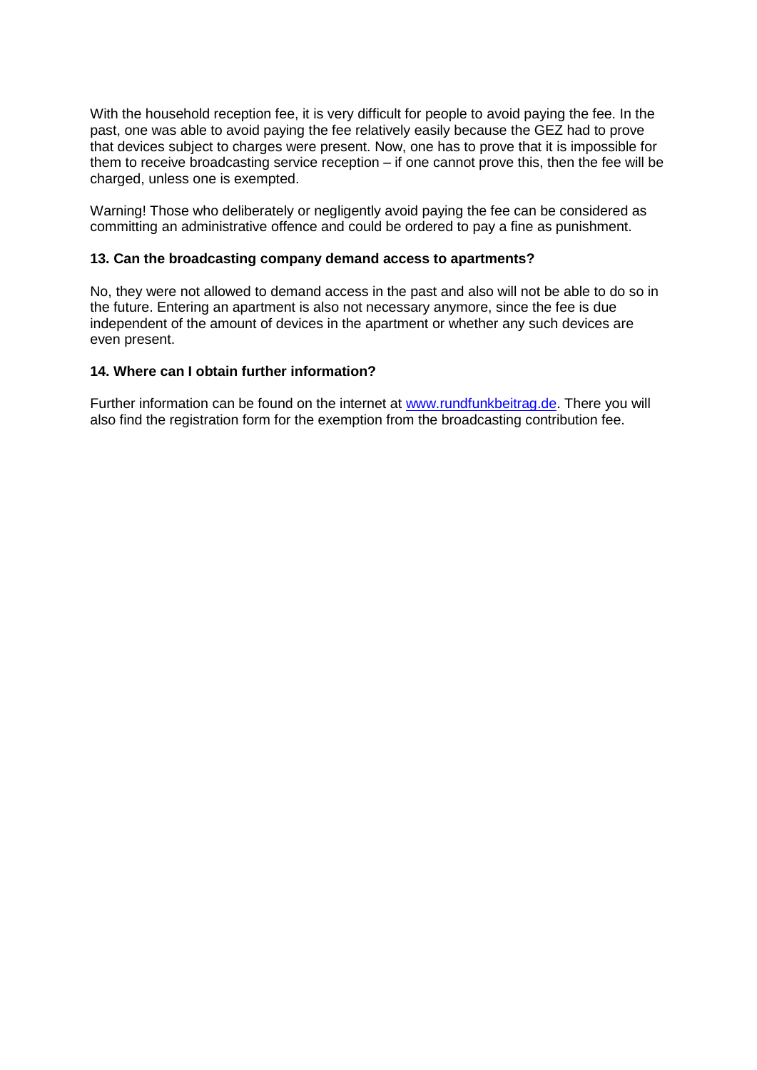With the household reception fee, it is very difficult for people to avoid paying the fee. In the past, one was able to avoid paying the fee relatively easily because the GEZ had to prove that devices subject to charges were present. Now, one has to prove that it is impossible for them to receive broadcasting service reception – if one cannot prove this, then the fee will be charged, unless one is exempted.

Warning! Those who deliberately or negligently avoid paying the fee can be considered as committing an administrative offence and could be ordered to pay a fine as punishment.

**13. Can the broadcasting company demand access to apartments?**

No, they were not allowed to demand access in the past and also will not be able to do so in the future. Entering an apartment is also not necessary anymore, since the fee is due independent of the amount of devices in the apartment or whether any such devices are even present.

**14. Where can I obtain further information?**

Further information can be found on the internet at [www.rundfunkbeitrag.de](http://www.rundfunkbeitrag.de). There you will also find the registration form for the exemption from the broadcasting contribution fee.